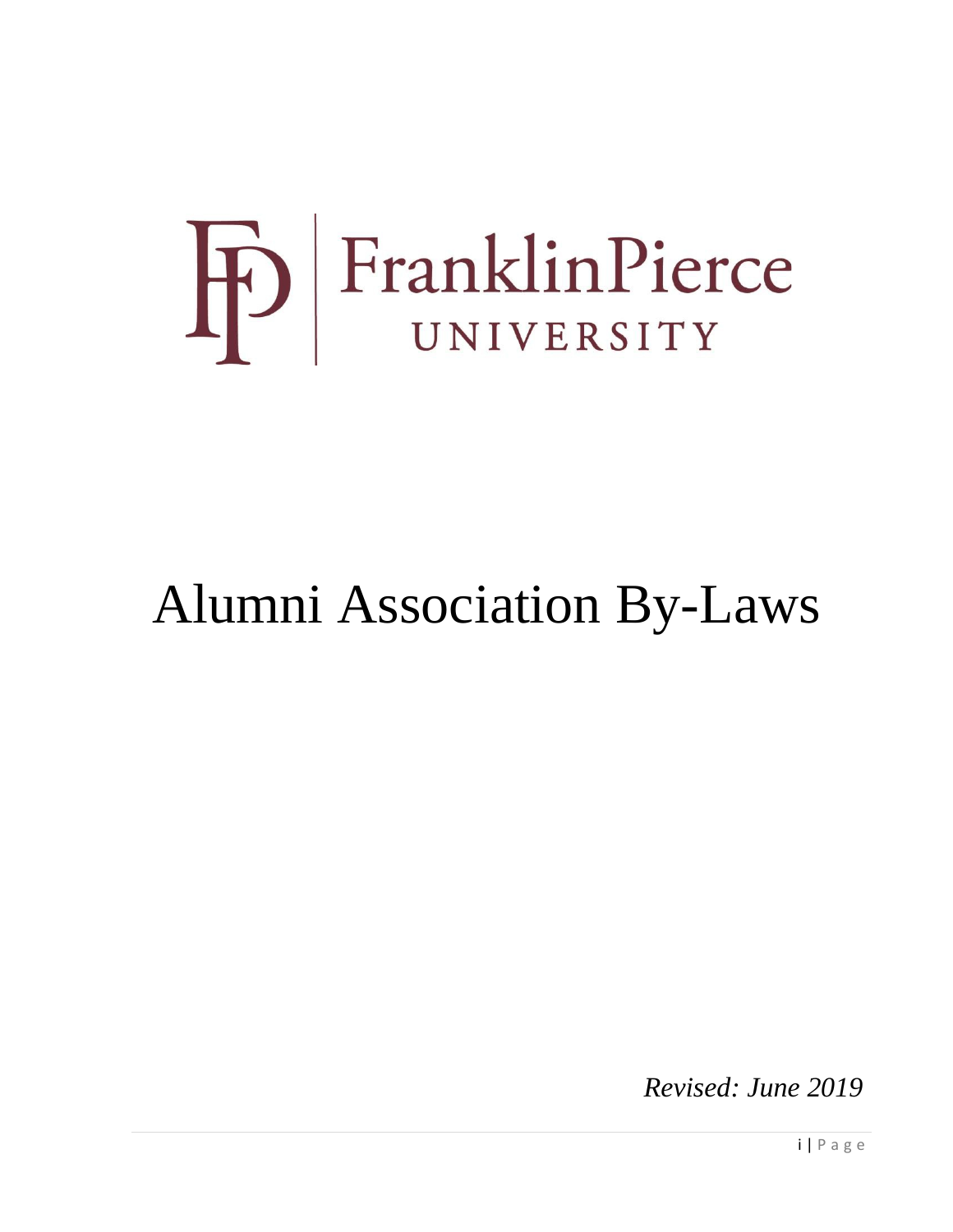FranklinPierce UNIVERSITY

# Alumni Association By-Laws

*Revised: June 2019*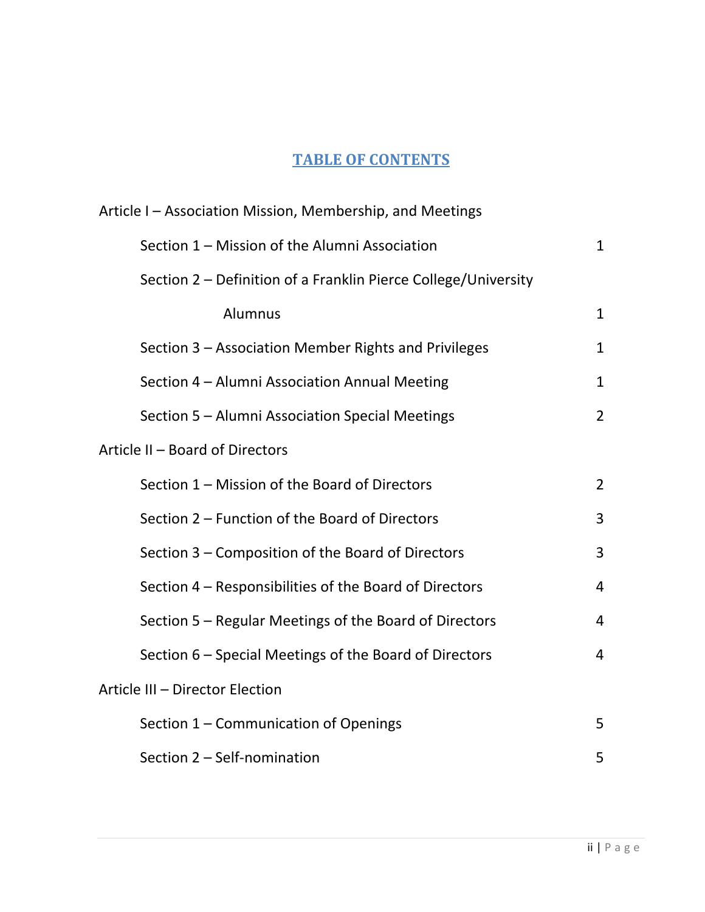## TABLE OF CONTENTS

Article I – Association Mission, Membership, and Meetings

- Section 1 – Mission of the Alumni Association 1
- Section 2 – Definition of a Franklin Pierce College/University Alumnus 1
- Section 3 – Association Member Rights and Privileges 1
- Section 4 – Alumni Association Annual Meeting 1
- Section 5 – Alumni Association Special Meetings 2

Article II – Board of Directors

- Section 1 – Mission of the Board of Directors 2
- Section 2 – Function of the Board of Directors 3
- Section 3 – Composition of the Board of Directors 3
- Section 4 – Responsibilities of the Board of Directors 4
- Section 5 – Regular Meetings of the Board of Directors 4
- Section 6 – Special Meetings of the Board of Directors 4

Article III – Director Election

- Section 1 – Communication of Openings 5
- Section 2 – Self-nomination 5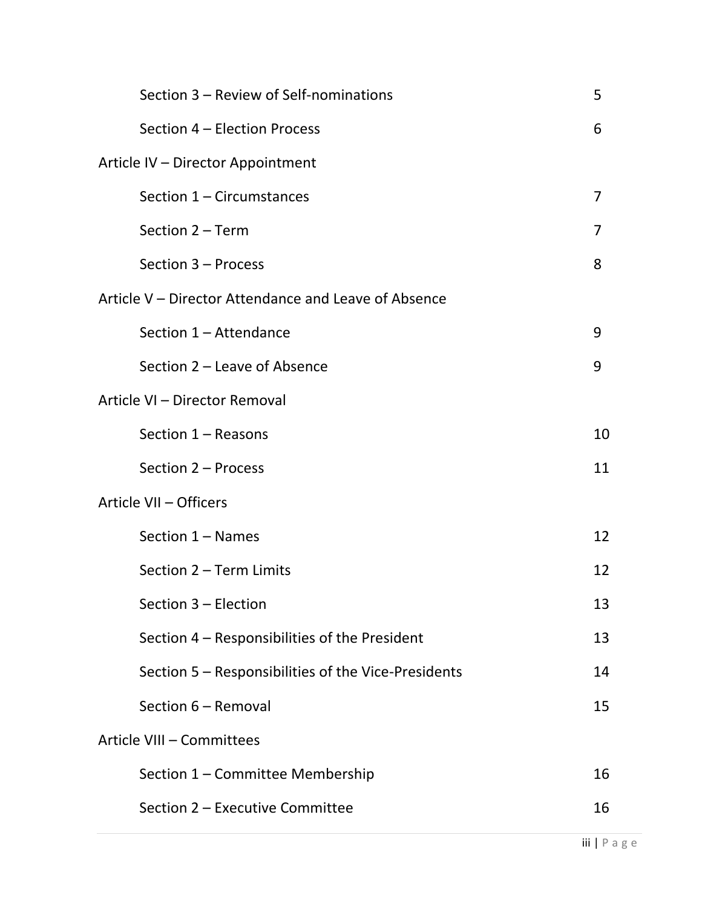| | |
|---|---|
| Section 3 – Review of Self-nominations | 5 |
| Section 4 – Election Process | 6 |
| **Article IV – Director Appointment** | |
| Section 1 – Circumstances | 7 |
| Section 2 – Term | 7 |
| Section 3 – Process | 8 |
| **Article V – Director Attendance and Leave of Absence** | |
| Section 1 – Attendance | 9 |
| Section 2 – Leave of Absence | 9 |
| **Article VI – Director Removal** | |
| Section 1 – Reasons | 10 |
| Section 2 – Process | 11 |
| **Article VII – Officers** | |
| Section 1 – Names | 12 |
| Section 2 – Term Limits | 12 |
| Section 3 – Election | 13 |
| Section 4 – Responsibilities of the President | 13 |
| Section 5 – Responsibilities of the Vice-Presidents | 14 |
| Section 6 – Removal | 15 |
| **Article VIII – Committees** | |
| Section 1 – Committee Membership | 16 |
| Section 2 – Executive Committee | 16 |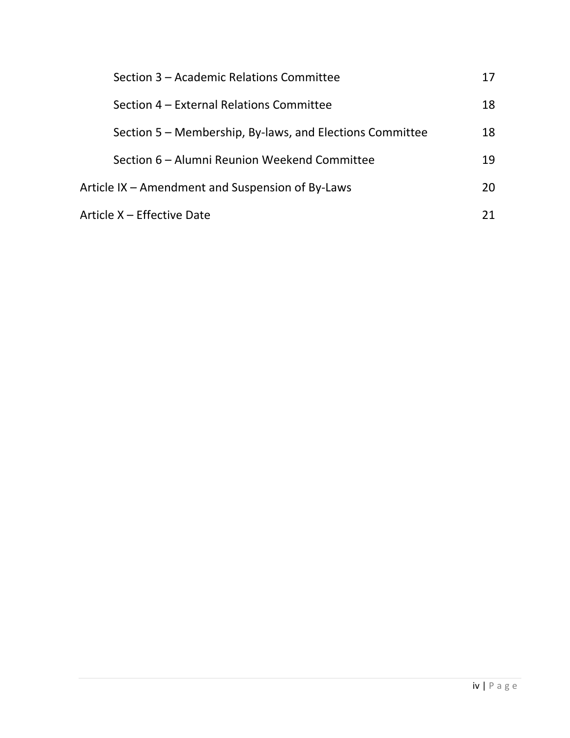| | |
|---|---|
| Section 3 – Academic Relations Committee | 17 |
| Section 4 – External Relations Committee | 18 |
| Section 5 – Membership, By-laws, and Elections Committee | 18 |
| Section 6 – Alumni Reunion Weekend Committee | 19 |
| Article IX – Amendment and Suspension of By-Laws | 20 |
| Article X – Effective Date | 21 |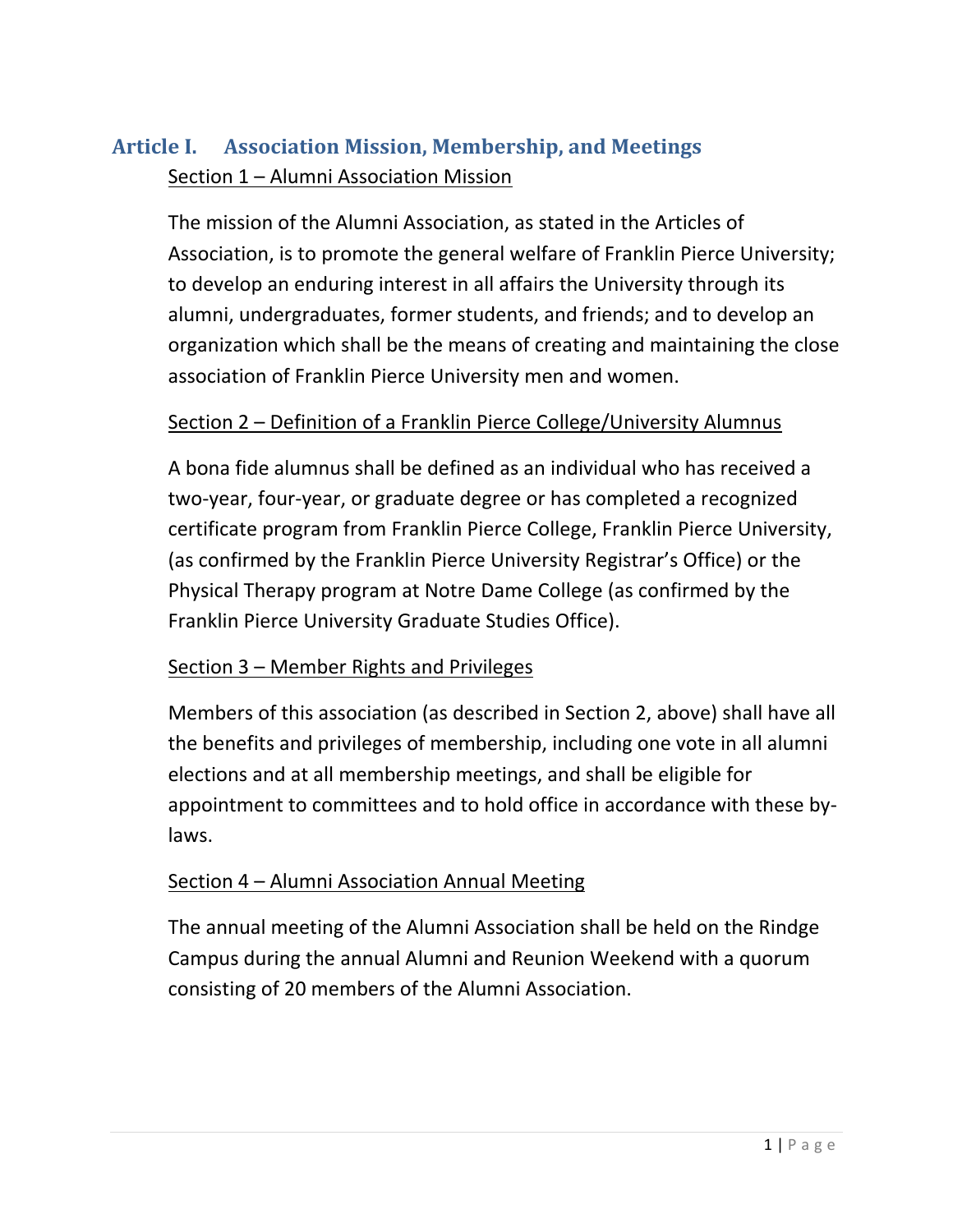## Article I. Association Mission, Membership, and Meetings

### Section 1 – Alumni Association Mission

The mission of the Alumni Association, as stated in the Articles of Association, is to promote the general welfare of Franklin Pierce University; to develop an enduring interest in all affairs the University through its alumni, undergraduates, former students, and friends; and to develop an organization which shall be the means of creating and maintaining the close association of Franklin Pierce University men and women.

### Section 2 – Definition of a Franklin Pierce College/University Alumnus

A bona fide alumnus shall be defined as an individual who has received a two-year, four-year, or graduate degree or has completed a recognized certificate program from Franklin Pierce College, Franklin Pierce University, (as confirmed by the Franklin Pierce University Registrar's Office) or the Physical Therapy program at Notre Dame College (as confirmed by the Franklin Pierce University Graduate Studies Office).

### Section 3 – Member Rights and Privileges

Members of this association (as described in Section 2, above) shall have all the benefits and privileges of membership, including one vote in all alumni elections and at all membership meetings, and shall be eligible for appointment to committees and to hold office in accordance with these by-laws.

### Section 4 – Alumni Association Annual Meeting

The annual meeting of the Alumni Association shall be held on the Rindge Campus during the annual Alumni and Reunion Weekend with a quorum consisting of 20 members of the Alumni Association.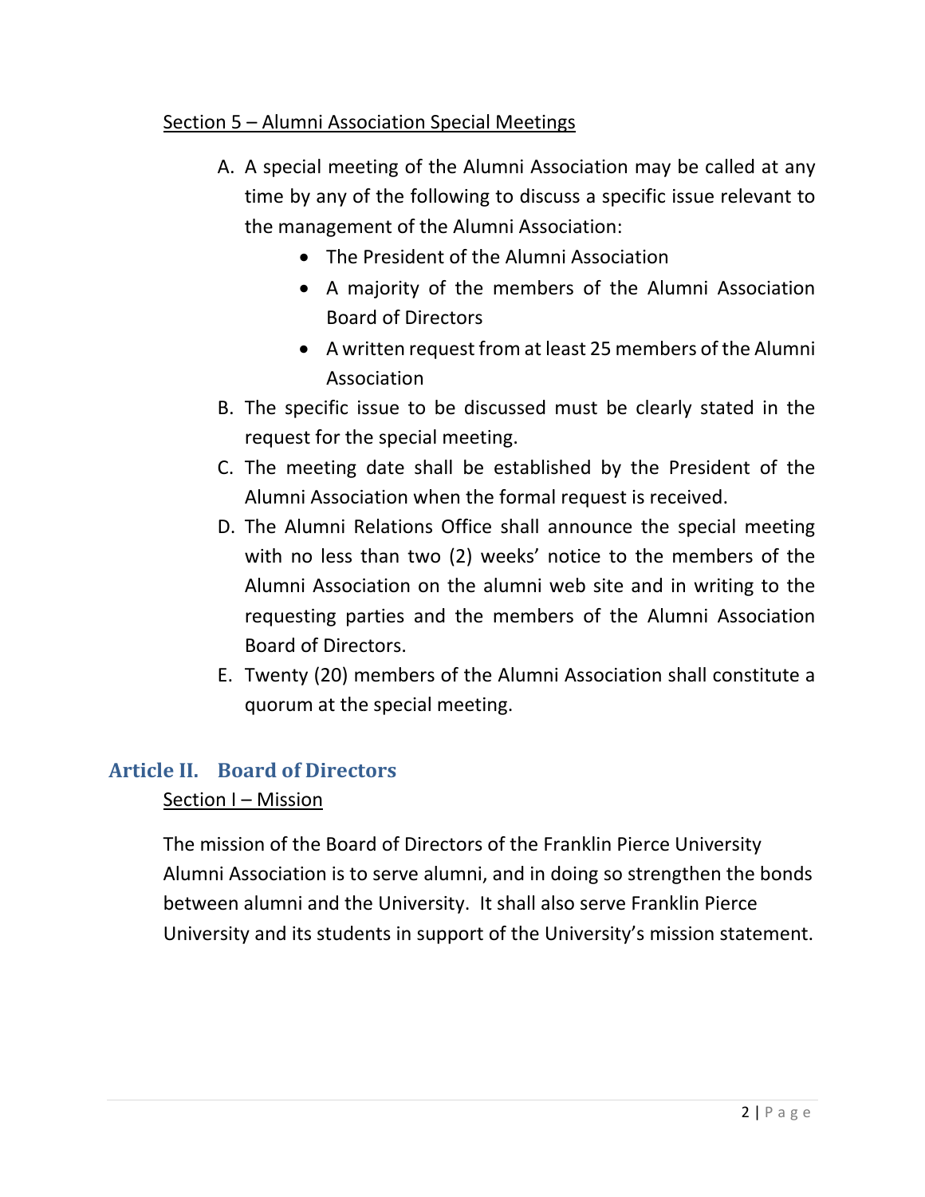Section 5 – Alumni Association Special Meetings

A. A special meeting of the Alumni Association may be called at any time by any of the following to discuss a specific issue relevant to the management of the Alumni Association:
   - The President of the Alumni Association
   - A majority of the members of the Alumni Association Board of Directors
   - A written request from at least 25 members of the Alumni Association
B. The specific issue to be discussed must be clearly stated in the request for the special meeting.
C. The meeting date shall be established by the President of the Alumni Association when the formal request is received.
D. The Alumni Relations Office shall announce the special meeting with no less than two (2) weeks' notice to the members of the Alumni Association on the alumni web site and in writing to the requesting parties and the members of the Alumni Association Board of Directors.
E. Twenty (20) members of the Alumni Association shall constitute a quorum at the special meeting.

## Article II. Board of Directors

Section I – Mission

The mission of the Board of Directors of the Franklin Pierce University Alumni Association is to serve alumni, and in doing so strengthen the bonds between alumni and the University. It shall also serve Franklin Pierce University and its students in support of the University's mission statement.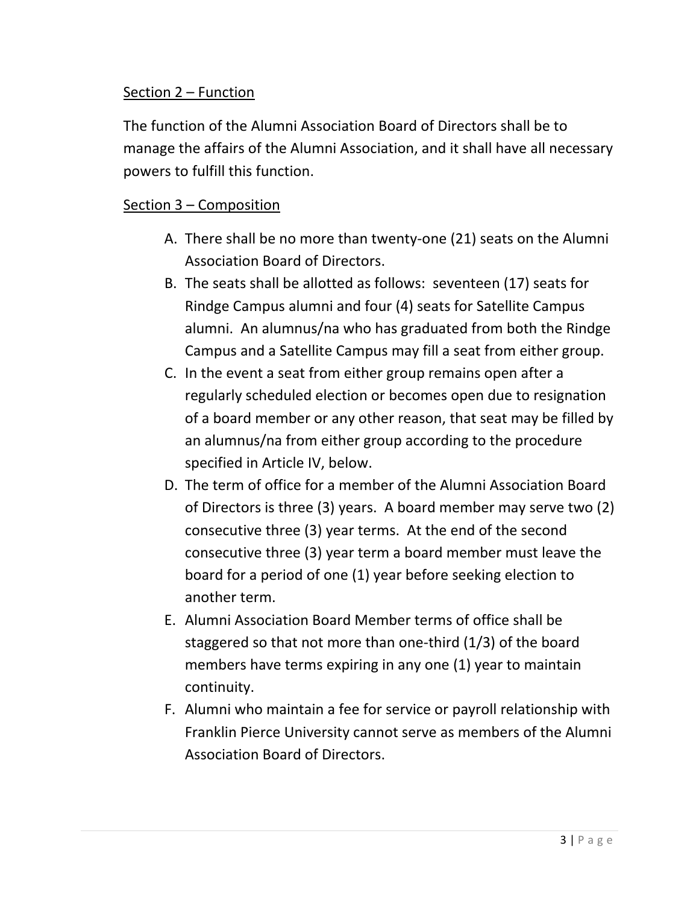Section 2 – Function

The function of the Alumni Association Board of Directors shall be to manage the affairs of the Alumni Association, and it shall have all necessary powers to fulfill this function.

Section 3 – Composition

A. There shall be no more than twenty-one (21) seats on the Alumni Association Board of Directors.
B. The seats shall be allotted as follows: seventeen (17) seats for Rindge Campus alumni and four (4) seats for Satellite Campus alumni. An alumnus/na who has graduated from both the Rindge Campus and a Satellite Campus may fill a seat from either group.
C. In the event a seat from either group remains open after a regularly scheduled election or becomes open due to resignation of a board member or any other reason, that seat may be filled by an alumnus/na from either group according to the procedure specified in Article IV, below.
D. The term of office for a member of the Alumni Association Board of Directors is three (3) years. A board member may serve two (2) consecutive three (3) year terms. At the end of the second consecutive three (3) year term a board member must leave the board for a period of one (1) year before seeking election to another term.
E. Alumni Association Board Member terms of office shall be staggered so that not more than one-third (1/3) of the board members have terms expiring in any one (1) year to maintain continuity.
F. Alumni who maintain a fee for service or payroll relationship with Franklin Pierce University cannot serve as members of the Alumni Association Board of Directors.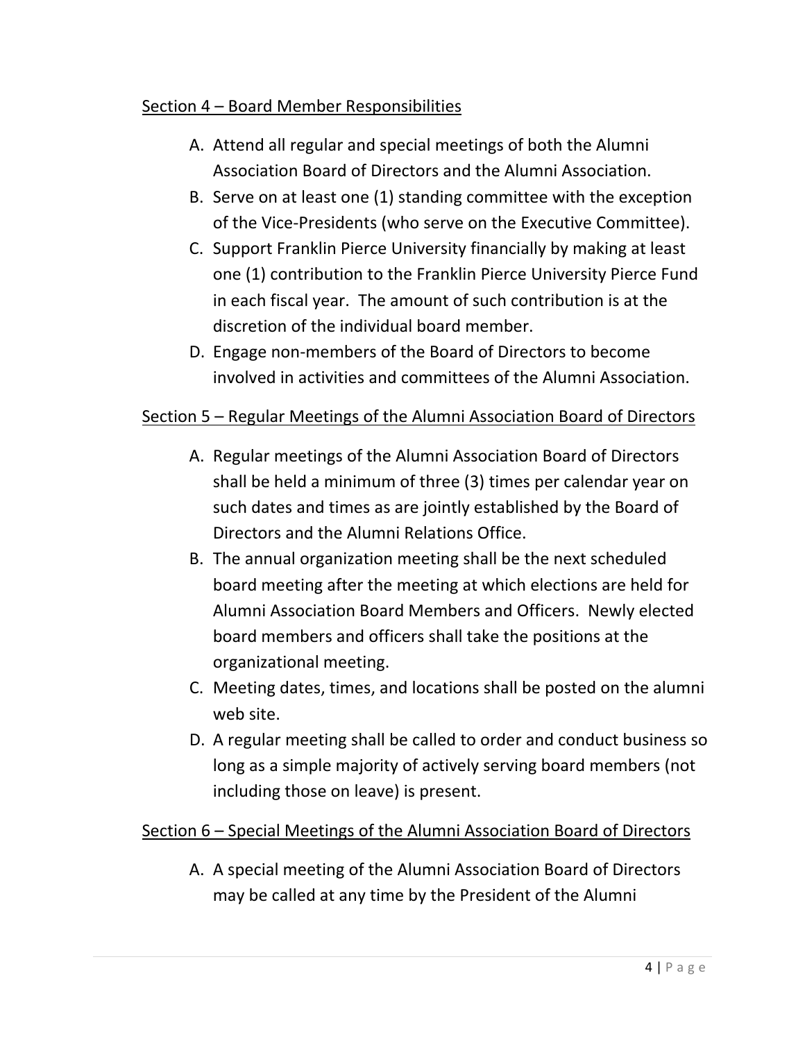## Section 4 – Board Member Responsibilities

A. Attend all regular and special meetings of both the Alumni Association Board of Directors and the Alumni Association.
B. Serve on at least one (1) standing committee with the exception of the Vice-Presidents (who serve on the Executive Committee).
C. Support Franklin Pierce University financially by making at least one (1) contribution to the Franklin Pierce University Pierce Fund in each fiscal year. The amount of such contribution is at the discretion of the individual board member.
D. Engage non-members of the Board of Directors to become involved in activities and committees of the Alumni Association.

## Section 5 – Regular Meetings of the Alumni Association Board of Directors

A. Regular meetings of the Alumni Association Board of Directors shall be held a minimum of three (3) times per calendar year on such dates and times as are jointly established by the Board of Directors and the Alumni Relations Office.
B. The annual organization meeting shall be the next scheduled board meeting after the meeting at which elections are held for Alumni Association Board Members and Officers. Newly elected board members and officers shall take the positions at the organizational meeting.
C. Meeting dates, times, and locations shall be posted on the alumni web site.
D. A regular meeting shall be called to order and conduct business so long as a simple majority of actively serving board members (not including those on leave) is present.

## Section 6 – Special Meetings of the Alumni Association Board of Directors

A. A special meeting of the Alumni Association Board of Directors may be called at any time by the President of the Alumni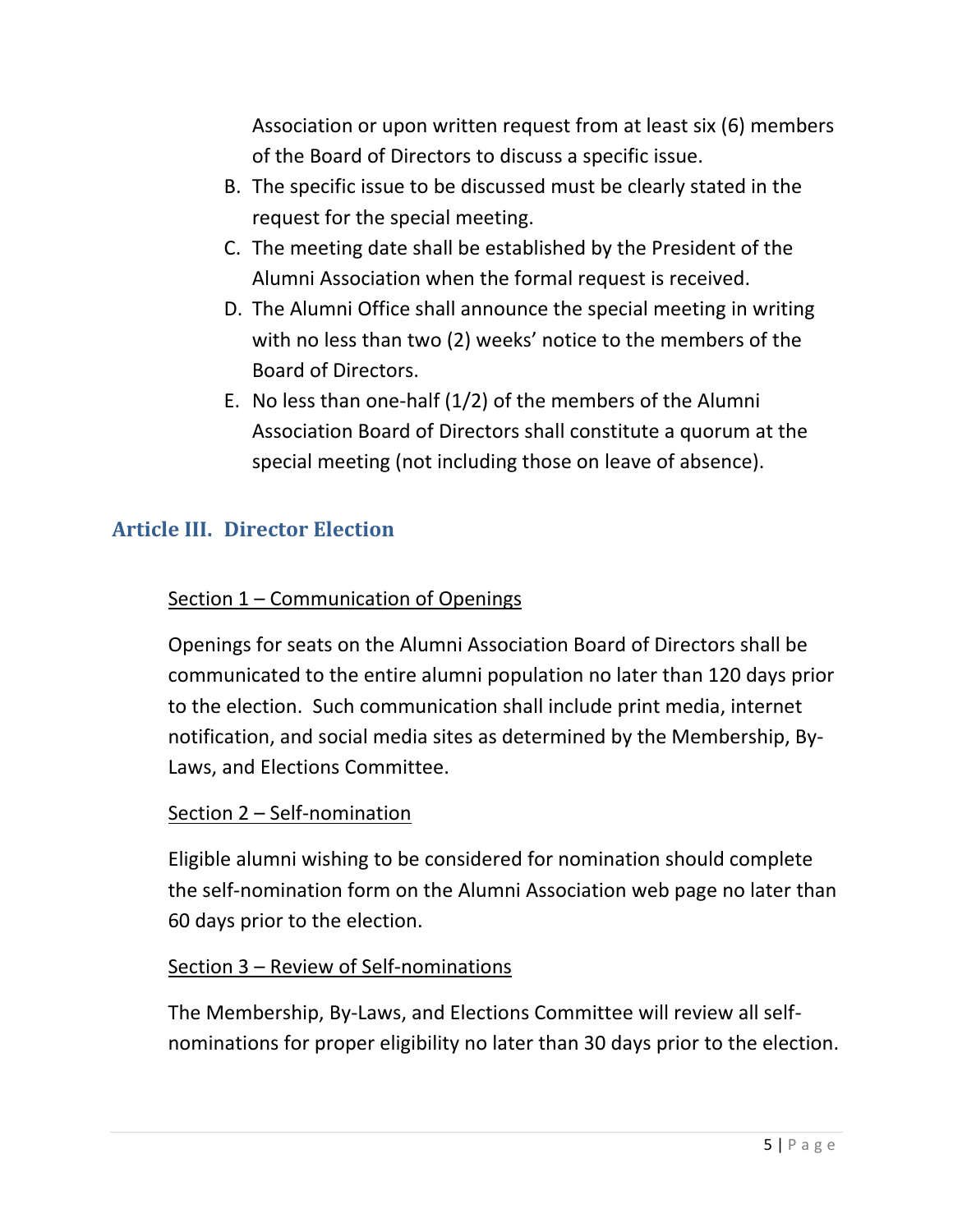Association or upon written request from at least six (6) members of the Board of Directors to discuss a specific issue.

B. The specific issue to be discussed must be clearly stated in the request for the special meeting.
C. The meeting date shall be established by the President of the Alumni Association when the formal request is received.
D. The Alumni Office shall announce the special meeting in writing with no less than two (2) weeks' notice to the members of the Board of Directors.
E. No less than one-half (1/2) of the members of the Alumni Association Board of Directors shall constitute a quorum at the special meeting (not including those on leave of absence).

## Article III. Director Election

<u>Section 1 – Communication of Openings</u>

Openings for seats on the Alumni Association Board of Directors shall be communicated to the entire alumni population no later than 120 days prior to the election. Such communication shall include print media, internet notification, and social media sites as determined by the Membership, By-Laws, and Elections Committee.

<u>Section 2 – Self-nomination</u>

Eligible alumni wishing to be considered for nomination should complete the self-nomination form on the Alumni Association web page no later than 60 days prior to the election.

<u>Section 3 – Review of Self-nominations</u>

The Membership, By-Laws, and Elections Committee will review all self-nominations for proper eligibility no later than 30 days prior to the election.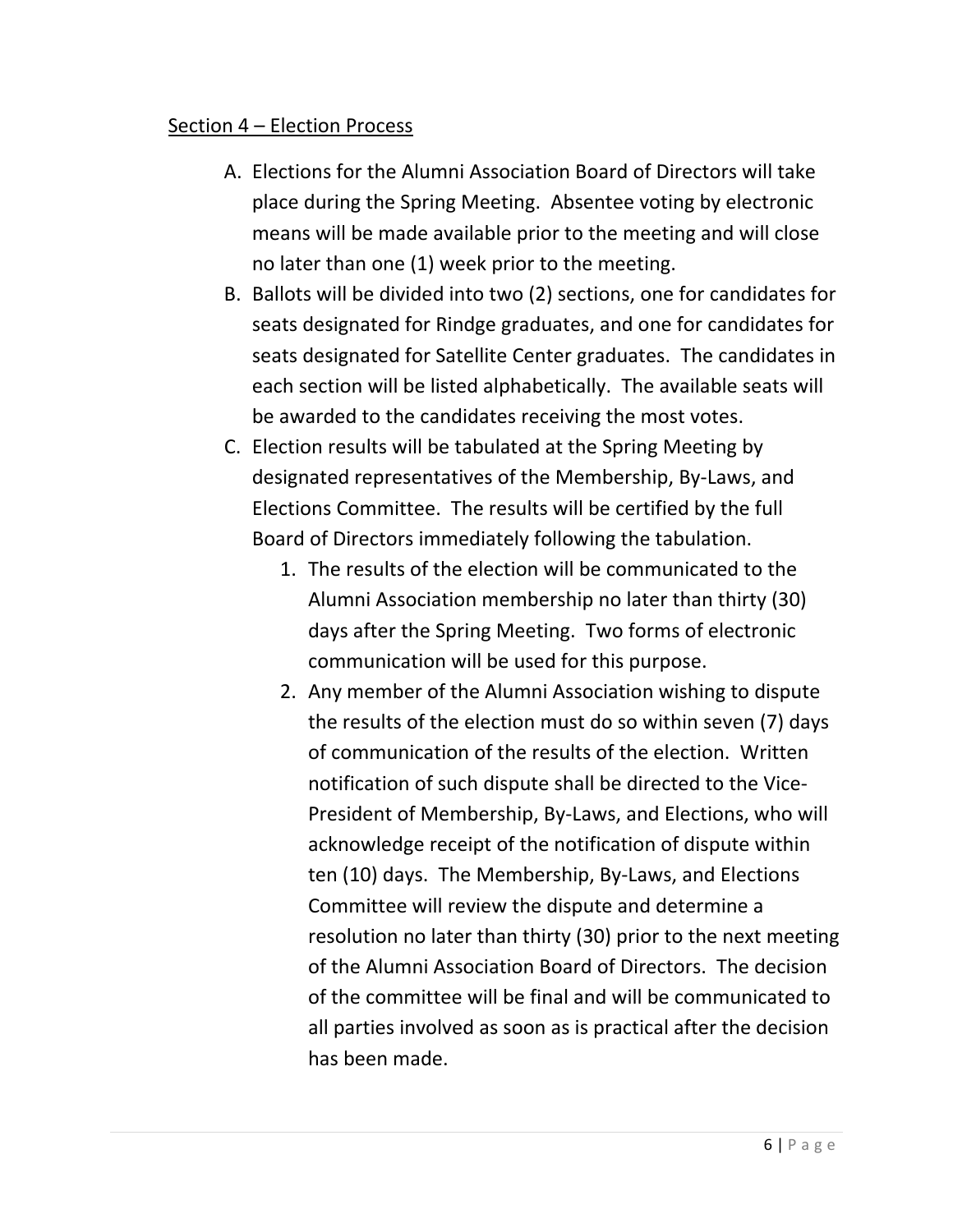Section 4 – Election Process

A. Elections for the Alumni Association Board of Directors will take place during the Spring Meeting. Absentee voting by electronic means will be made available prior to the meeting and will close no later than one (1) week prior to the meeting.
B. Ballots will be divided into two (2) sections, one for candidates for seats designated for Rindge graduates, and one for candidates for seats designated for Satellite Center graduates. The candidates in each section will be listed alphabetically. The available seats will be awarded to the candidates receiving the most votes.
C. Election results will be tabulated at the Spring Meeting by designated representatives of the Membership, By-Laws, and Elections Committee. The results will be certified by the full Board of Directors immediately following the tabulation.
   1. The results of the election will be communicated to the Alumni Association membership no later than thirty (30) days after the Spring Meeting. Two forms of electronic communication will be used for this purpose.
   2. Any member of the Alumni Association wishing to dispute the results of the election must do so within seven (7) days of communication of the results of the election. Written notification of such dispute shall be directed to the Vice-President of Membership, By-Laws, and Elections, who will acknowledge receipt of the notification of dispute within ten (10) days. The Membership, By-Laws, and Elections Committee will review the dispute and determine a resolution no later than thirty (30) prior to the next meeting of the Alumni Association Board of Directors. The decision of the committee will be final and will be communicated to all parties involved as soon as is practical after the decision has been made.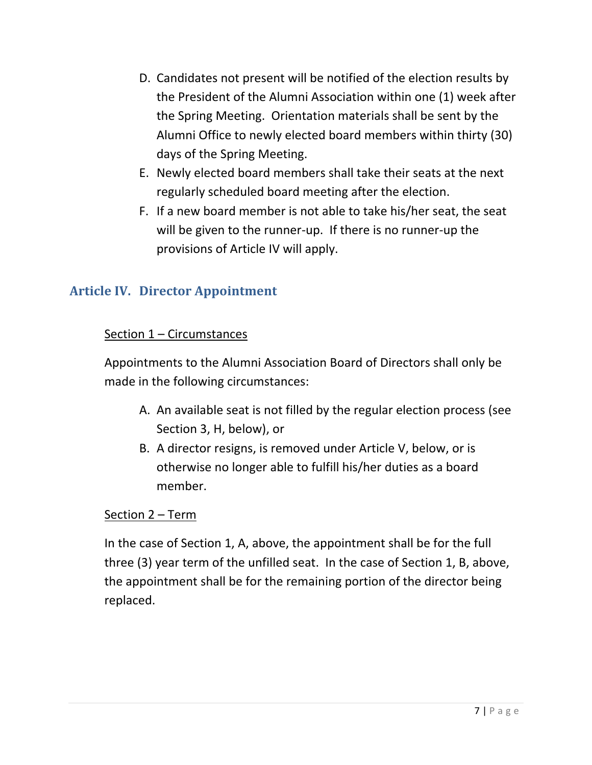D. Candidates not present will be notified of the election results by the President of the Alumni Association within one (1) week after the Spring Meeting. Orientation materials shall be sent by the Alumni Office to newly elected board members within thirty (30) days of the Spring Meeting.
E. Newly elected board members shall take their seats at the next regularly scheduled board meeting after the election.
F. If a new board member is not able to take his/her seat, the seat will be given to the runner-up. If there is no runner-up the provisions of Article IV will apply.

## Article IV. Director Appointment

Section 1 – Circumstances

Appointments to the Alumni Association Board of Directors shall only be made in the following circumstances:

A. An available seat is not filled by the regular election process (see Section 3, H, below), or
B. A director resigns, is removed under Article V, below, or is otherwise no longer able to fulfill his/her duties as a board member.

Section 2 – Term

In the case of Section 1, A, above, the appointment shall be for the full three (3) year term of the unfilled seat. In the case of Section 1, B, above, the appointment shall be for the remaining portion of the director being replaced.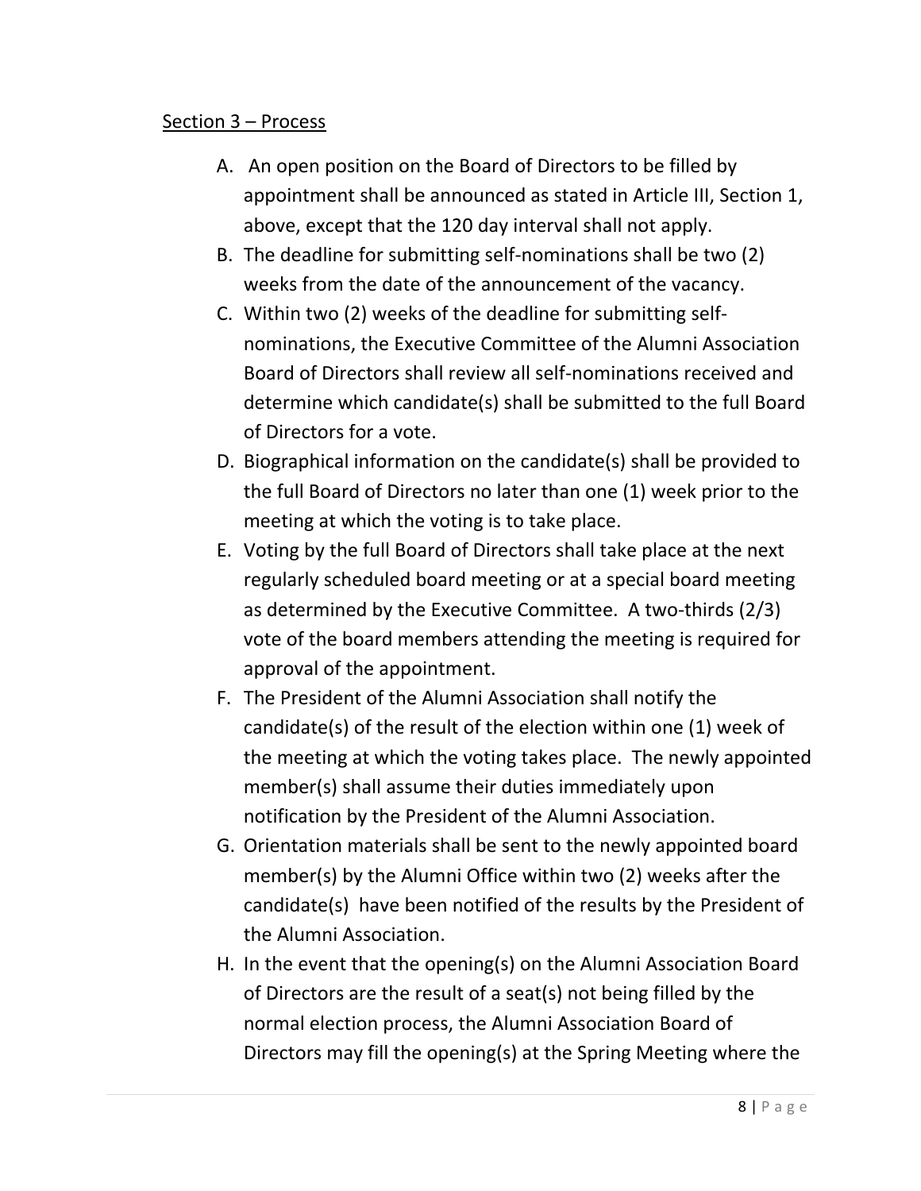<u>Section 3 – Process</u>

A. An open position on the Board of Directors to be filled by appointment shall be announced as stated in Article III, Section 1, above, except that the 120 day interval shall not apply.
B. The deadline for submitting self-nominations shall be two (2) weeks from the date of the announcement of the vacancy.
C. Within two (2) weeks of the deadline for submitting self-nominations, the Executive Committee of the Alumni Association Board of Directors shall review all self-nominations received and determine which candidate(s) shall be submitted to the full Board of Directors for a vote.
D. Biographical information on the candidate(s) shall be provided to the full Board of Directors no later than one (1) week prior to the meeting at which the voting is to take place.
E. Voting by the full Board of Directors shall take place at the next regularly scheduled board meeting or at a special board meeting as determined by the Executive Committee. A two-thirds (2/3) vote of the board members attending the meeting is required for approval of the appointment.
F. The President of the Alumni Association shall notify the candidate(s) of the result of the election within one (1) week of the meeting at which the voting takes place. The newly appointed member(s) shall assume their duties immediately upon notification by the President of the Alumni Association.
G. Orientation materials shall be sent to the newly appointed board member(s) by the Alumni Office within two (2) weeks after the candidate(s) have been notified of the results by the President of the Alumni Association.
H. In the event that the opening(s) on the Alumni Association Board of Directors are the result of a seat(s) not being filled by the normal election process, the Alumni Association Board of Directors may fill the opening(s) at the Spring Meeting where the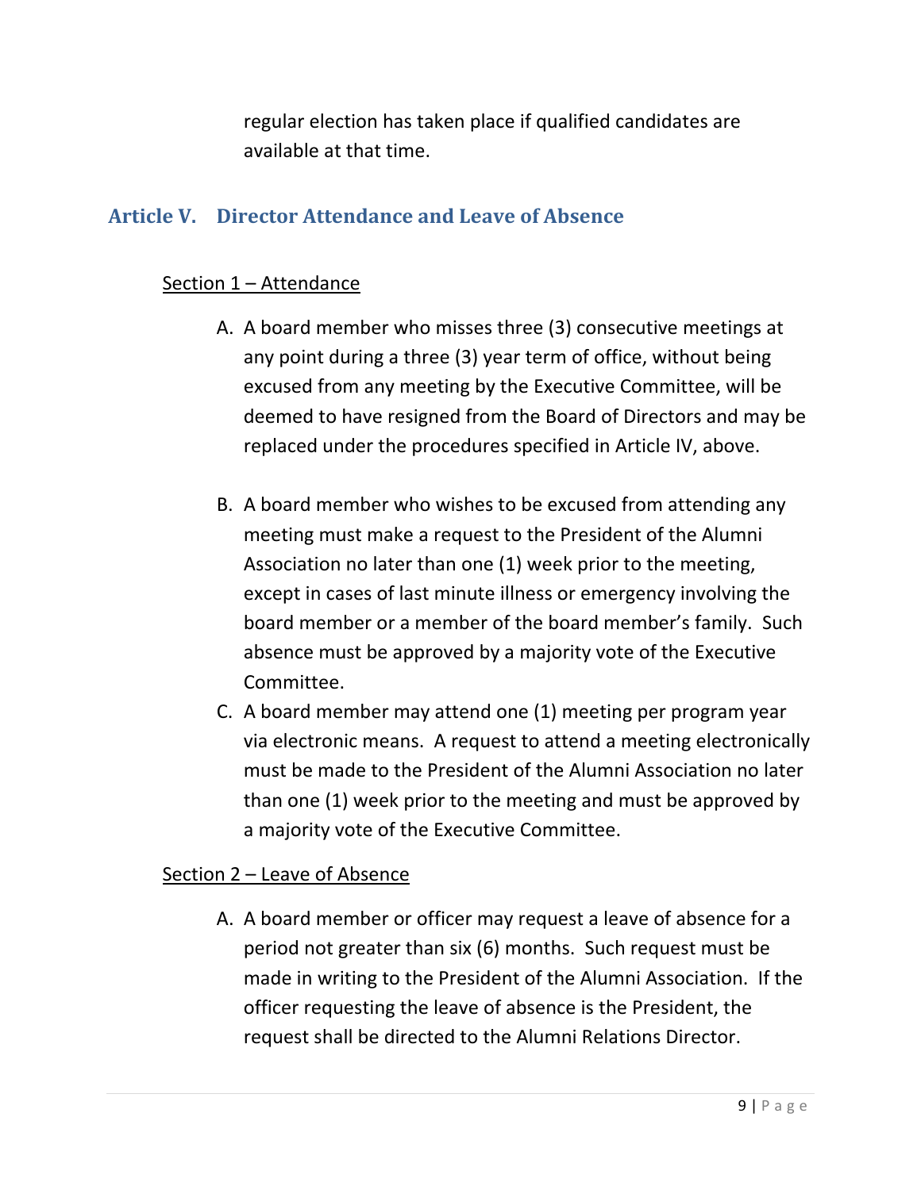regular election has taken place if qualified candidates are available at that time.

## Article V. Director Attendance and Leave of Absence

### Section 1 – Attendance

A. A board member who misses three (3) consecutive meetings at any point during a three (3) year term of office, without being excused from any meeting by the Executive Committee, will be deemed to have resigned from the Board of Directors and may be replaced under the procedures specified in Article IV, above.

B. A board member who wishes to be excused from attending any meeting must make a request to the President of the Alumni Association no later than one (1) week prior to the meeting, except in cases of last minute illness or emergency involving the board member or a member of the board member's family. Such absence must be approved by a majority vote of the Executive Committee.

C. A board member may attend one (1) meeting per program year via electronic means. A request to attend a meeting electronically must be made to the President of the Alumni Association no later than one (1) week prior to the meeting and must be approved by a majority vote of the Executive Committee.

### Section 2 – Leave of Absence

A. A board member or officer may request a leave of absence for a period not greater than six (6) months. Such request must be made in writing to the President of the Alumni Association. If the officer requesting the leave of absence is the President, the request shall be directed to the Alumni Relations Director.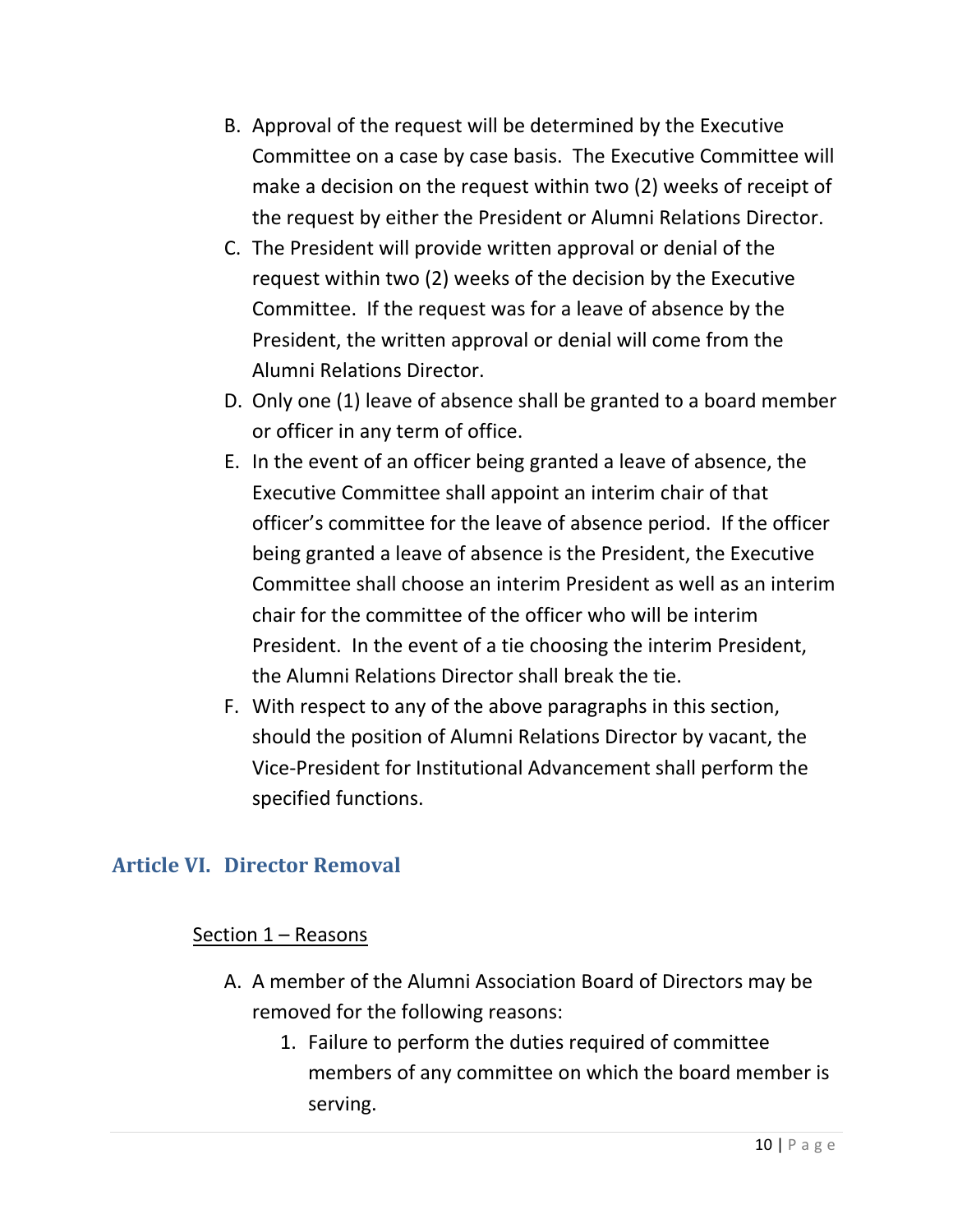B. Approval of the request will be determined by the Executive Committee on a case by case basis. The Executive Committee will make a decision on the request within two (2) weeks of receipt of the request by either the President or Alumni Relations Director.

C. The President will provide written approval or denial of the request within two (2) weeks of the decision by the Executive Committee. If the request was for a leave of absence by the President, the written approval or denial will come from the Alumni Relations Director.

D. Only one (1) leave of absence shall be granted to a board member or officer in any term of office.

E. In the event of an officer being granted a leave of absence, the Executive Committee shall appoint an interim chair of that officer's committee for the leave of absence period. If the officer being granted a leave of absence is the President, the Executive Committee shall choose an interim President as well as an interim chair for the committee of the officer who will be interim President. In the event of a tie choosing the interim President, the Alumni Relations Director shall break the tie.

F. With respect to any of the above paragraphs in this section, should the position of Alumni Relations Director by vacant, the Vice-President for Institutional Advancement shall perform the specified functions.

## Article VI. Director Removal

Section 1 – Reasons

A. A member of the Alumni Association Board of Directors may be removed for the following reasons:

   1. Failure to perform the duties required of committee members of any committee on which the board member is serving.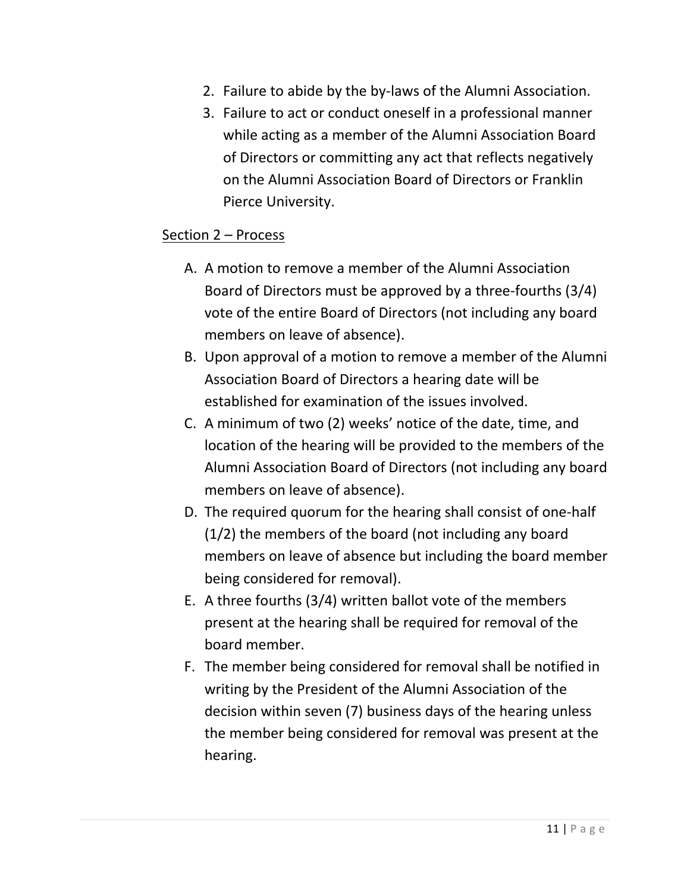2. Failure to abide by the by-laws of the Alumni Association.
3. Failure to act or conduct oneself in a professional manner while acting as a member of the Alumni Association Board of Directors or committing any act that reflects negatively on the Alumni Association Board of Directors or Franklin Pierce University.

Section 2 – Process

A. A motion to remove a member of the Alumni Association Board of Directors must be approved by a three-fourths (3/4) vote of the entire Board of Directors (not including any board members on leave of absence).
B. Upon approval of a motion to remove a member of the Alumni Association Board of Directors a hearing date will be established for examination of the issues involved.
C. A minimum of two (2) weeks' notice of the date, time, and location of the hearing will be provided to the members of the Alumni Association Board of Directors (not including any board members on leave of absence).
D. The required quorum for the hearing shall consist of one-half (1/2) the members of the board (not including any board members on leave of absence but including the board member being considered for removal).
E. A three fourths (3/4) written ballot vote of the members present at the hearing shall be required for removal of the board member.
F. The member being considered for removal shall be notified in writing by the President of the Alumni Association of the decision within seven (7) business days of the hearing unless the member being considered for removal was present at the hearing.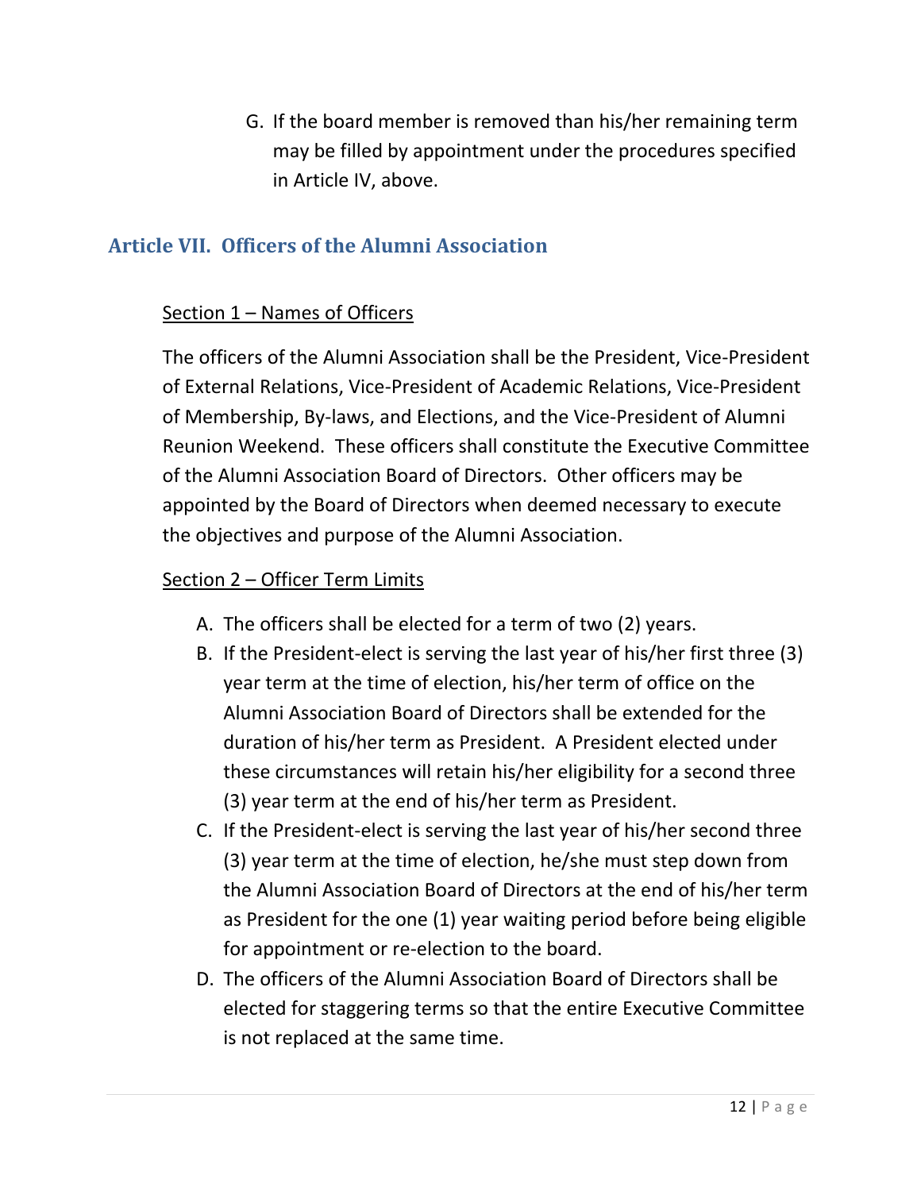G. If the board member is removed than his/her remaining term may be filled by appointment under the procedures specified in Article IV, above.

## Article VII. Officers of the Alumni Association

Section 1 – Names of Officers

The officers of the Alumni Association shall be the President, Vice-President of External Relations, Vice-President of Academic Relations, Vice-President of Membership, By-laws, and Elections, and the Vice-President of Alumni Reunion Weekend. These officers shall constitute the Executive Committee of the Alumni Association Board of Directors. Other officers may be appointed by the Board of Directors when deemed necessary to execute the objectives and purpose of the Alumni Association.

Section 2 – Officer Term Limits

A. The officers shall be elected for a term of two (2) years.
B. If the President-elect is serving the last year of his/her first three (3) year term at the time of election, his/her term of office on the Alumni Association Board of Directors shall be extended for the duration of his/her term as President. A President elected under these circumstances will retain his/her eligibility for a second three (3) year term at the end of his/her term as President.
C. If the President-elect is serving the last year of his/her second three (3) year term at the time of election, he/she must step down from the Alumni Association Board of Directors at the end of his/her term as President for the one (1) year waiting period before being eligible for appointment or re-election to the board.
D. The officers of the Alumni Association Board of Directors shall be elected for staggering terms so that the entire Executive Committee is not replaced at the same time.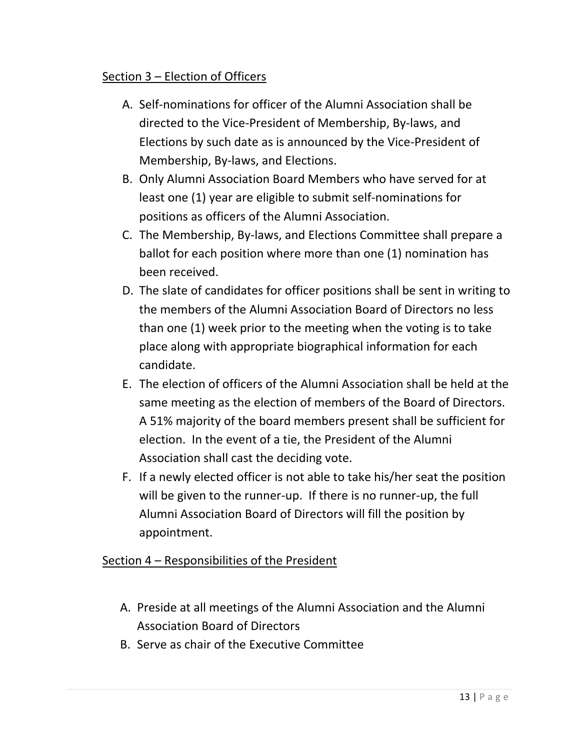Section 3 – Election of Officers

A. Self-nominations for officer of the Alumni Association shall be directed to the Vice-President of Membership, By-laws, and Elections by such date as is announced by the Vice-President of Membership, By-laws, and Elections.
B. Only Alumni Association Board Members who have served for at least one (1) year are eligible to submit self-nominations for positions as officers of the Alumni Association.
C. The Membership, By-laws, and Elections Committee shall prepare a ballot for each position where more than one (1) nomination has been received.
D. The slate of candidates for officer positions shall be sent in writing to the members of the Alumni Association Board of Directors no less than one (1) week prior to the meeting when the voting is to take place along with appropriate biographical information for each candidate.
E. The election of officers of the Alumni Association shall be held at the same meeting as the election of members of the Board of Directors. A 51% majority of the board members present shall be sufficient for election. In the event of a tie, the President of the Alumni Association shall cast the deciding vote.
F. If a newly elected officer is not able to take his/her seat the position will be given to the runner-up. If there is no runner-up, the full Alumni Association Board of Directors will fill the position by appointment.

Section 4 – Responsibilities of the President

A. Preside at all meetings of the Alumni Association and the Alumni Association Board of Directors
B. Serve as chair of the Executive Committee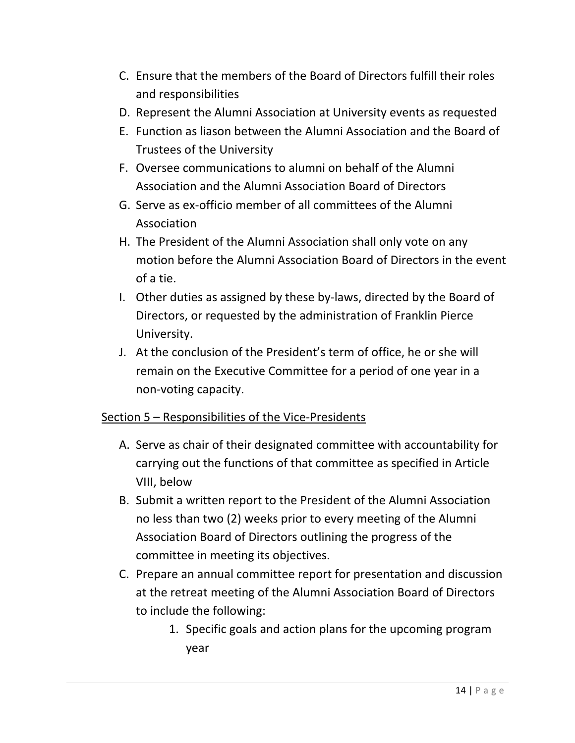C. Ensure that the members of the Board of Directors fulfill their roles and responsibilities
D. Represent the Alumni Association at University events as requested
E. Function as liason between the Alumni Association and the Board of Trustees of the University
F. Oversee communications to alumni on behalf of the Alumni Association and the Alumni Association Board of Directors
G. Serve as ex-officio member of all committees of the Alumni Association
H. The President of the Alumni Association shall only vote on any motion before the Alumni Association Board of Directors in the event of a tie.
I. Other duties as assigned by these by-laws, directed by the Board of Directors, or requested by the administration of Franklin Pierce University.
J. At the conclusion of the President's term of office, he or she will remain on the Executive Committee for a period of one year in a non-voting capacity.

<u>Section 5 – Responsibilities of the Vice-Presidents</u>

A. Serve as chair of their designated committee with accountability for carrying out the functions of that committee as specified in Article VIII, below
B. Submit a written report to the President of the Alumni Association no less than two (2) weeks prior to every meeting of the Alumni Association Board of Directors outlining the progress of the committee in meeting its objectives.
C. Prepare an annual committee report for presentation and discussion at the retreat meeting of the Alumni Association Board of Directors to include the following:
    1. Specific goals and action plans for the upcoming program year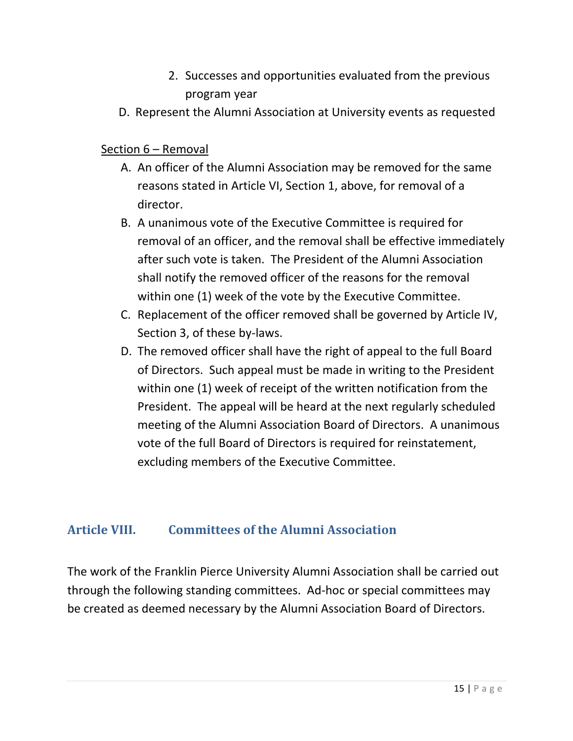2. Successes and opportunities evaluated from the previous program year

D. Represent the Alumni Association at University events as requested

<u>Section 6 – Removal</u>

A. An officer of the Alumni Association may be removed for the same reasons stated in Article VI, Section 1, above, for removal of a director.
B. A unanimous vote of the Executive Committee is required for removal of an officer, and the removal shall be effective immediately after such vote is taken. The President of the Alumni Association shall notify the removed officer of the reasons for the removal within one (1) week of the vote by the Executive Committee.
C. Replacement of the officer removed shall be governed by Article IV, Section 3, of these by-laws.
D. The removed officer shall have the right of appeal to the full Board of Directors. Such appeal must be made in writing to the President within one (1) week of receipt of the written notification from the President. The appeal will be heard at the next regularly scheduled meeting of the Alumni Association Board of Directors. A unanimous vote of the full Board of Directors is required for reinstatement, excluding members of the Executive Committee.

## Article VIII. Committees of the Alumni Association

The work of the Franklin Pierce University Alumni Association shall be carried out through the following standing committees. Ad-hoc or special committees may be created as deemed necessary by the Alumni Association Board of Directors.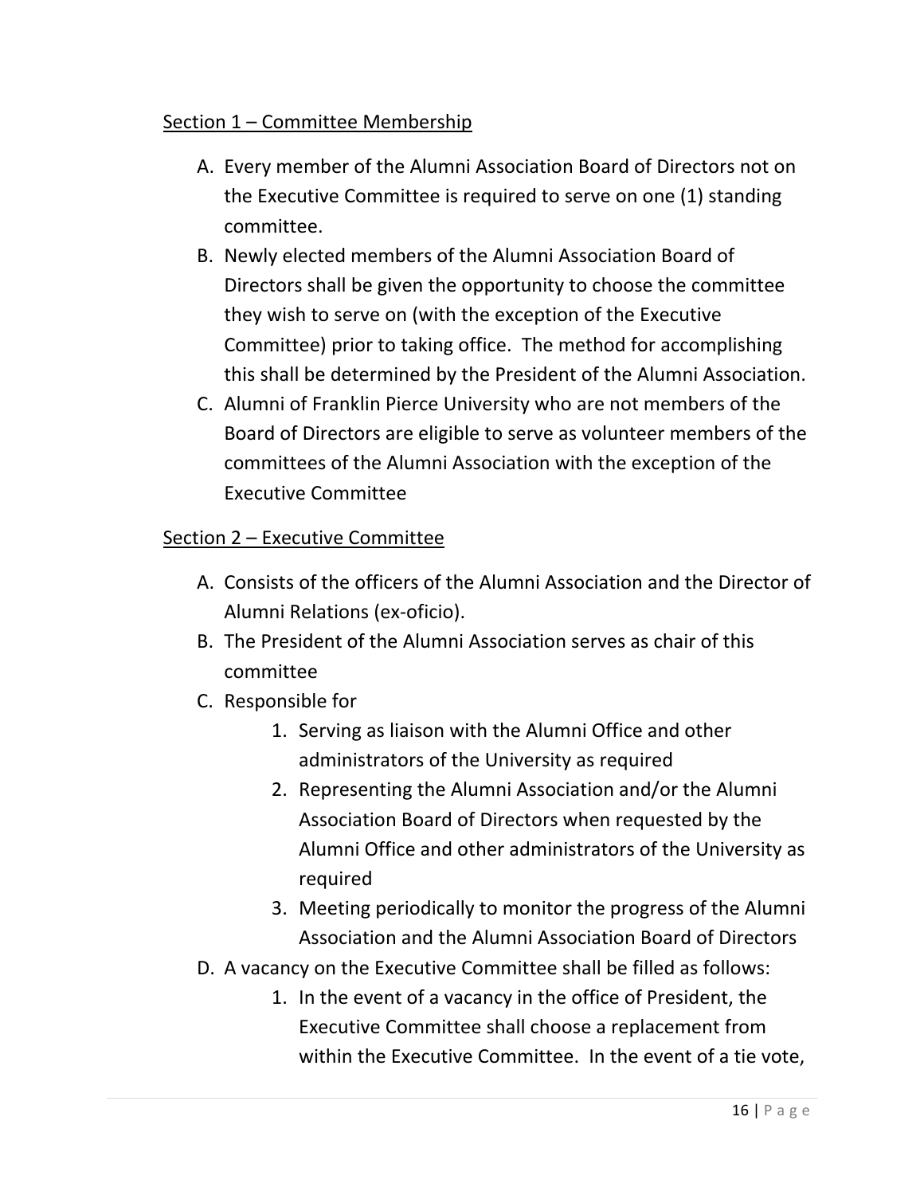Section 1 – Committee Membership

A. Every member of the Alumni Association Board of Directors not on the Executive Committee is required to serve on one (1) standing committee.
B. Newly elected members of the Alumni Association Board of Directors shall be given the opportunity to choose the committee they wish to serve on (with the exception of the Executive Committee) prior to taking office. The method for accomplishing this shall be determined by the President of the Alumni Association.
C. Alumni of Franklin Pierce University who are not members of the Board of Directors are eligible to serve as volunteer members of the committees of the Alumni Association with the exception of the Executive Committee

Section 2 – Executive Committee

A. Consists of the officers of the Alumni Association and the Director of Alumni Relations (ex-oficio).
B. The President of the Alumni Association serves as chair of this committee
C. Responsible for
    1. Serving as liaison with the Alumni Office and other administrators of the University as required
    2. Representing the Alumni Association and/or the Alumni Association Board of Directors when requested by the Alumni Office and other administrators of the University as required
    3. Meeting periodically to monitor the progress of the Alumni Association and the Alumni Association Board of Directors
D. A vacancy on the Executive Committee shall be filled as follows:
    1. In the event of a vacancy in the office of President, the Executive Committee shall choose a replacement from within the Executive Committee. In the event of a tie vote,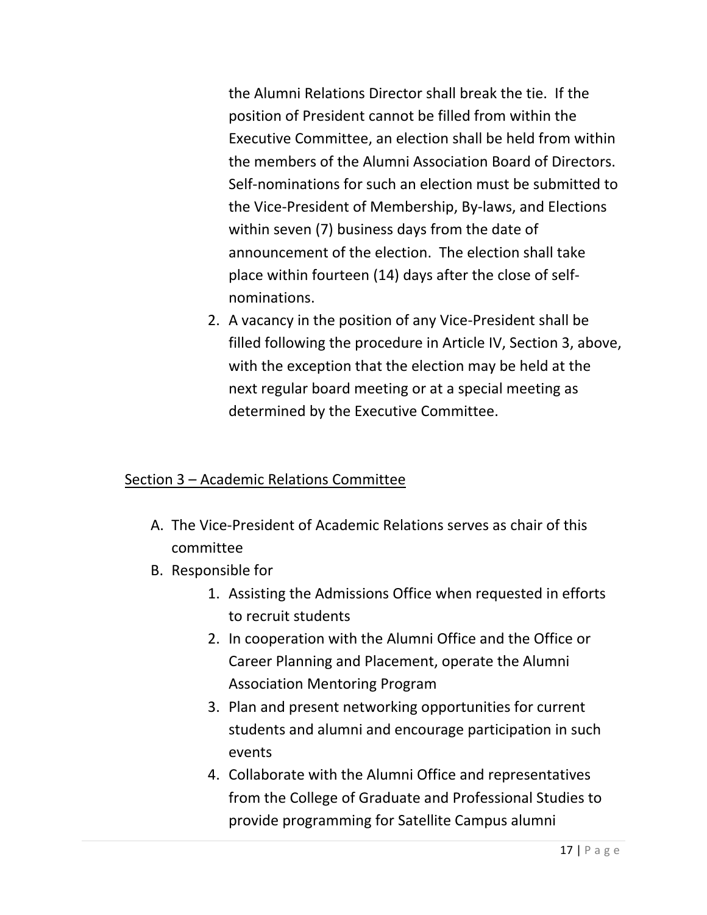the Alumni Relations Director shall break the tie. If the position of President cannot be filled from within the Executive Committee, an election shall be held from within the members of the Alumni Association Board of Directors. Self-nominations for such an election must be submitted to the Vice-President of Membership, By-laws, and Elections within seven (7) business days from the date of announcement of the election. The election shall take place within fourteen (14) days after the close of self-nominations.

2. A vacancy in the position of any Vice-President shall be filled following the procedure in Article IV, Section 3, above, with the exception that the election may be held at the next regular board meeting or at a special meeting as determined by the Executive Committee.

<u>Section 3 – Academic Relations Committee</u>

A. The Vice-President of Academic Relations serves as chair of this committee
B. Responsible for
    1. Assisting the Admissions Office when requested in efforts to recruit students
    2. In cooperation with the Alumni Office and the Office or Career Planning and Placement, operate the Alumni Association Mentoring Program
    3. Plan and present networking opportunities for current students and alumni and encourage participation in such events
    4. Collaborate with the Alumni Office and representatives from the College of Graduate and Professional Studies to provide programming for Satellite Campus alumni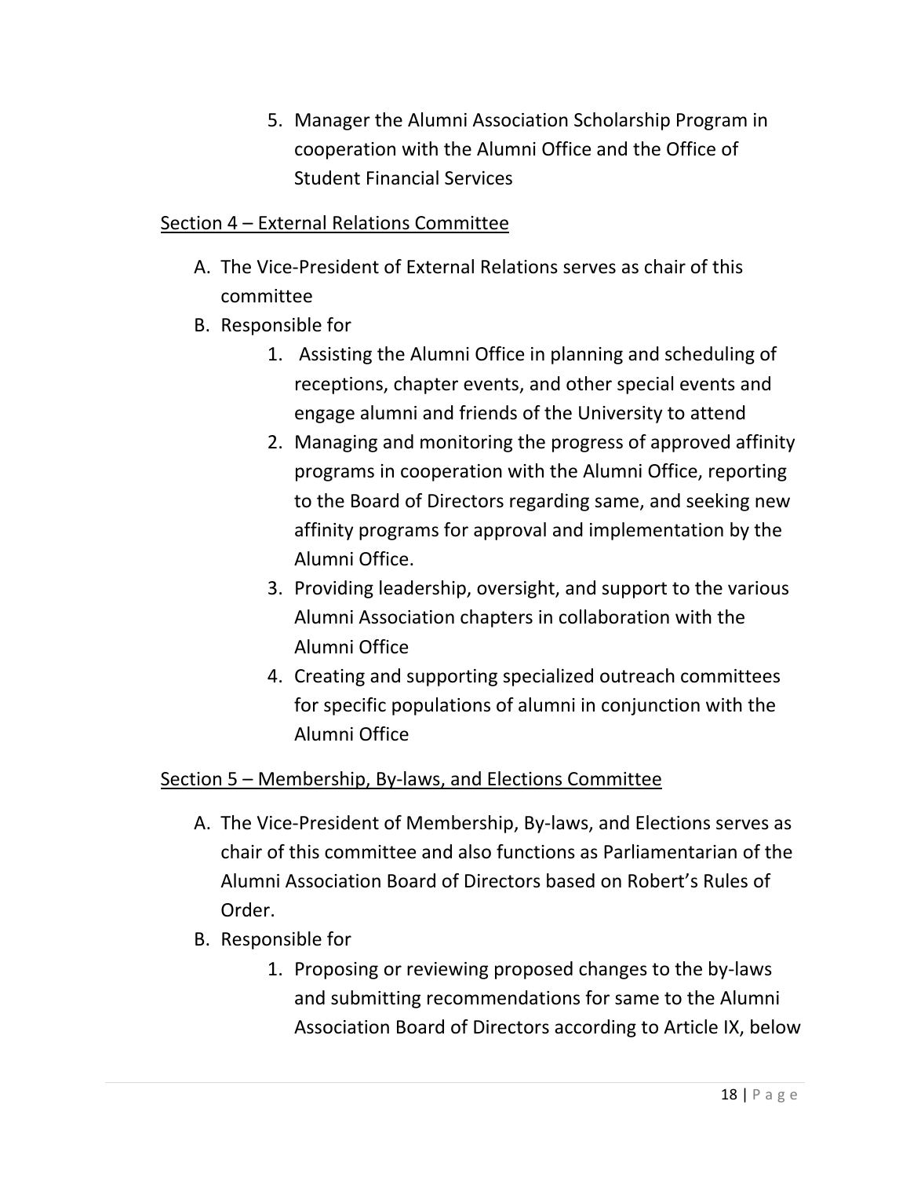5. Manager the Alumni Association Scholarship Program in cooperation with the Alumni Office and the Office of Student Financial Services

<u>Section 4 – External Relations Committee</u>

A. The Vice-President of External Relations serves as chair of this committee
B. Responsible for
    1. Assisting the Alumni Office in planning and scheduling of receptions, chapter events, and other special events and engage alumni and friends of the University to attend
    2. Managing and monitoring the progress of approved affinity programs in cooperation with the Alumni Office, reporting to the Board of Directors regarding same, and seeking new affinity programs for approval and implementation by the Alumni Office.
    3. Providing leadership, oversight, and support to the various Alumni Association chapters in collaboration with the Alumni Office
    4. Creating and supporting specialized outreach committees for specific populations of alumni in conjunction with the Alumni Office

<u>Section 5 – Membership, By-laws, and Elections Committee</u>

A. The Vice-President of Membership, By-laws, and Elections serves as chair of this committee and also functions as Parliamentarian of the Alumni Association Board of Directors based on Robert's Rules of Order.
B. Responsible for
    1. Proposing or reviewing proposed changes to the by-laws and submitting recommendations for same to the Alumni Association Board of Directors according to Article IX, below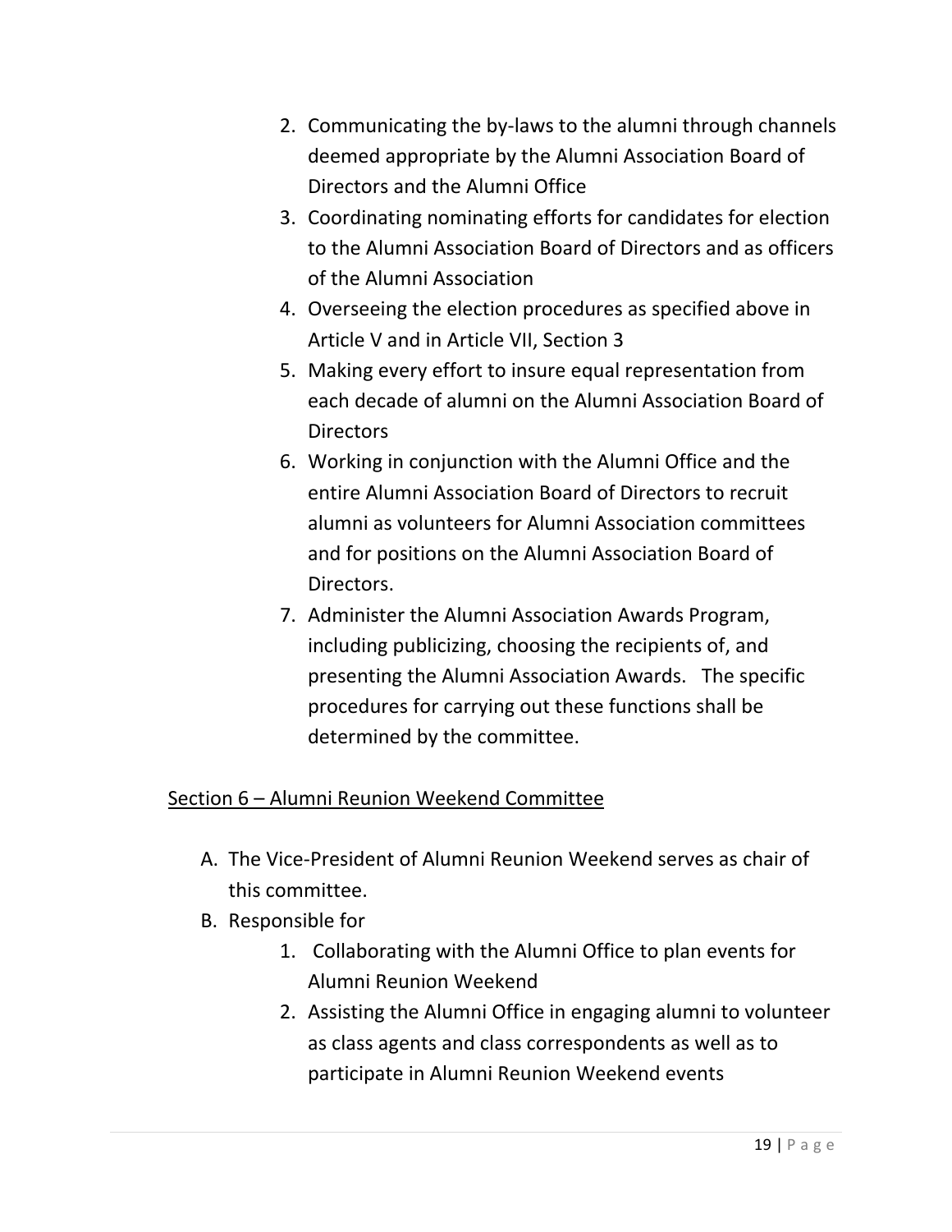2. Communicating the by-laws to the alumni through channels deemed appropriate by the Alumni Association Board of Directors and the Alumni Office
3. Coordinating nominating efforts for candidates for election to the Alumni Association Board of Directors and as officers of the Alumni Association
4. Overseeing the election procedures as specified above in Article V and in Article VII, Section 3
5. Making every effort to insure equal representation from each decade of alumni on the Alumni Association Board of Directors
6. Working in conjunction with the Alumni Office and the entire Alumni Association Board of Directors to recruit alumni as volunteers for Alumni Association committees and for positions on the Alumni Association Board of Directors.
7. Administer the Alumni Association Awards Program, including publicizing, choosing the recipients of, and presenting the Alumni Association Awards. The specific procedures for carrying out these functions shall be determined by the committee.

<u>Section 6 – Alumni Reunion Weekend Committee</u>

A. The Vice-President of Alumni Reunion Weekend serves as chair of this committee.
B. Responsible for
    1. Collaborating with the Alumni Office to plan events for Alumni Reunion Weekend
    2. Assisting the Alumni Office in engaging alumni to volunteer as class agents and class correspondents as well as to participate in Alumni Reunion Weekend events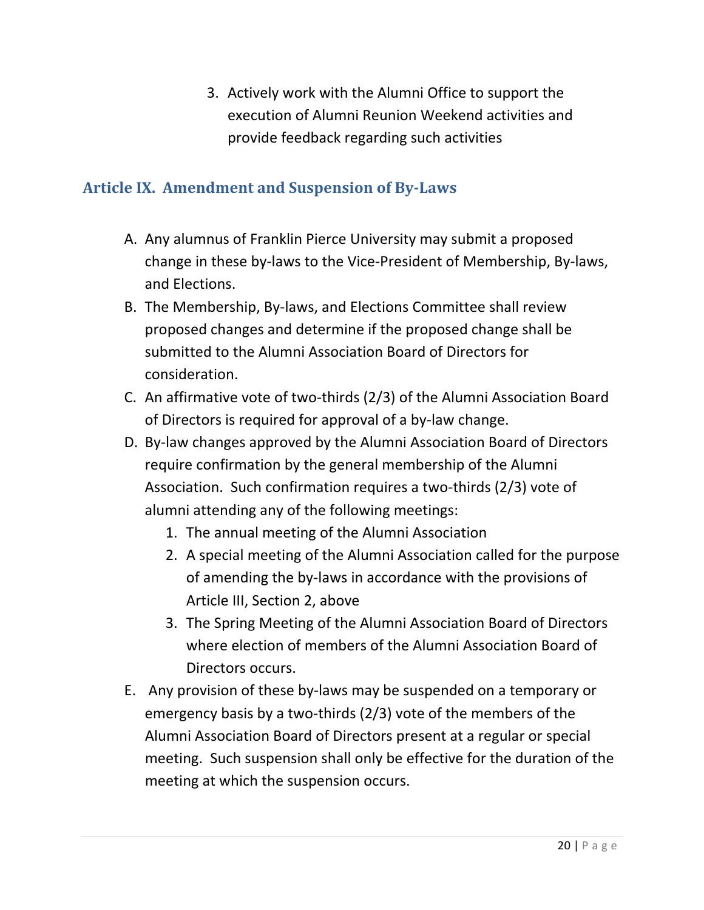3. Actively work with the Alumni Office to support the execution of Alumni Reunion Weekend activities and provide feedback regarding such activities

## Article IX. Amendment and Suspension of By-Laws

A. Any alumnus of Franklin Pierce University may submit a proposed change in these by-laws to the Vice-President of Membership, By-laws, and Elections.

B. The Membership, By-laws, and Elections Committee shall review proposed changes and determine if the proposed change shall be submitted to the Alumni Association Board of Directors for consideration.

C. An affirmative vote of two-thirds (2/3) of the Alumni Association Board of Directors is required for approval of a by-law change.

D. By-law changes approved by the Alumni Association Board of Directors require confirmation by the general membership of the Alumni Association. Such confirmation requires a two-thirds (2/3) vote of alumni attending any of the following meetings:
   1. The annual meeting of the Alumni Association
   2. A special meeting of the Alumni Association called for the purpose of amending the by-laws in accordance with the provisions of Article III, Section 2, above
   3. The Spring Meeting of the Alumni Association Board of Directors where election of members of the Alumni Association Board of Directors occurs.

E. Any provision of these by-laws may be suspended on a temporary or emergency basis by a two-thirds (2/3) vote of the members of the Alumni Association Board of Directors present at a regular or special meeting. Such suspension shall only be effective for the duration of the meeting at which the suspension occurs.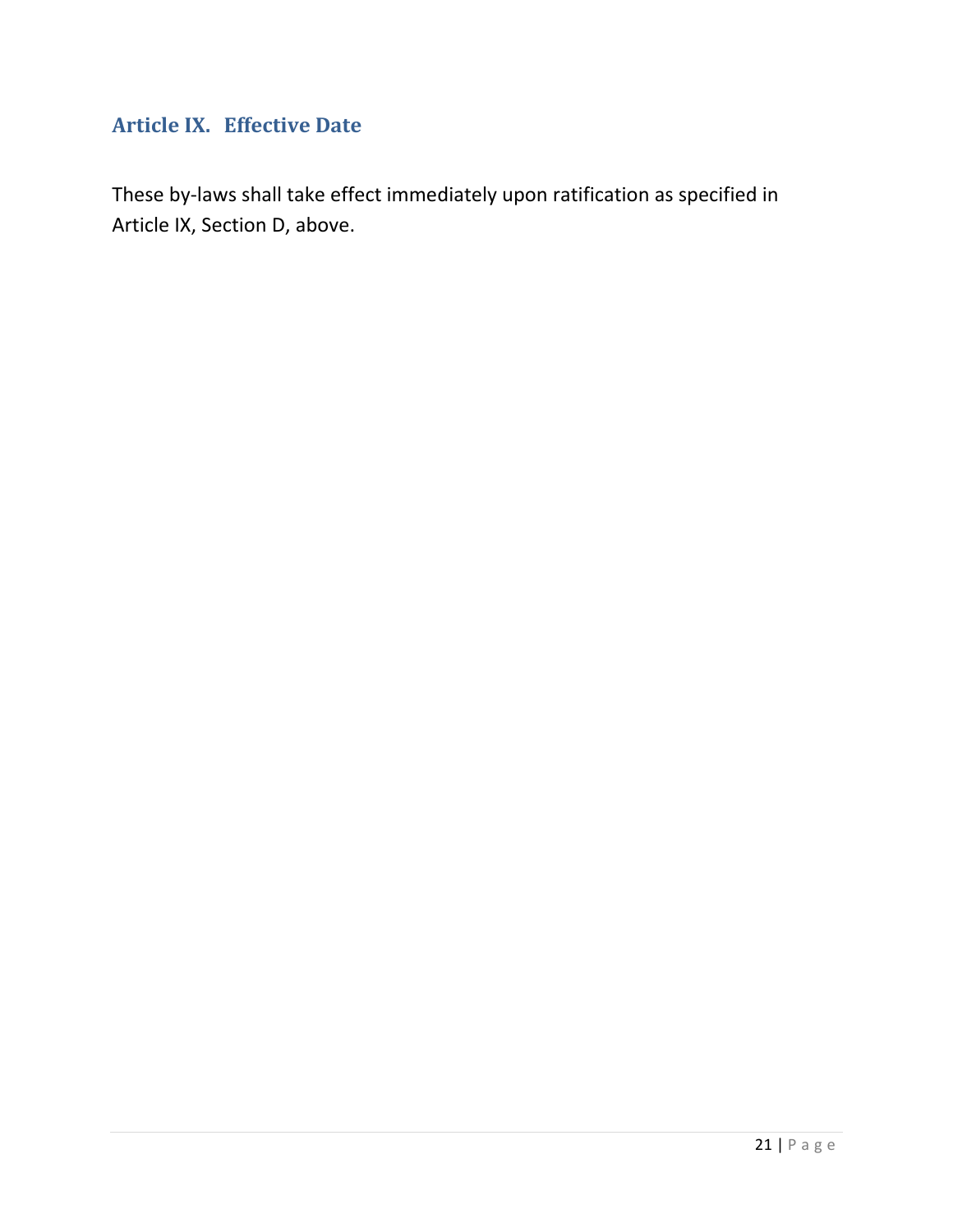## Article IX. Effective Date

These by-laws shall take effect immediately upon ratification as specified in Article IX, Section D, above.